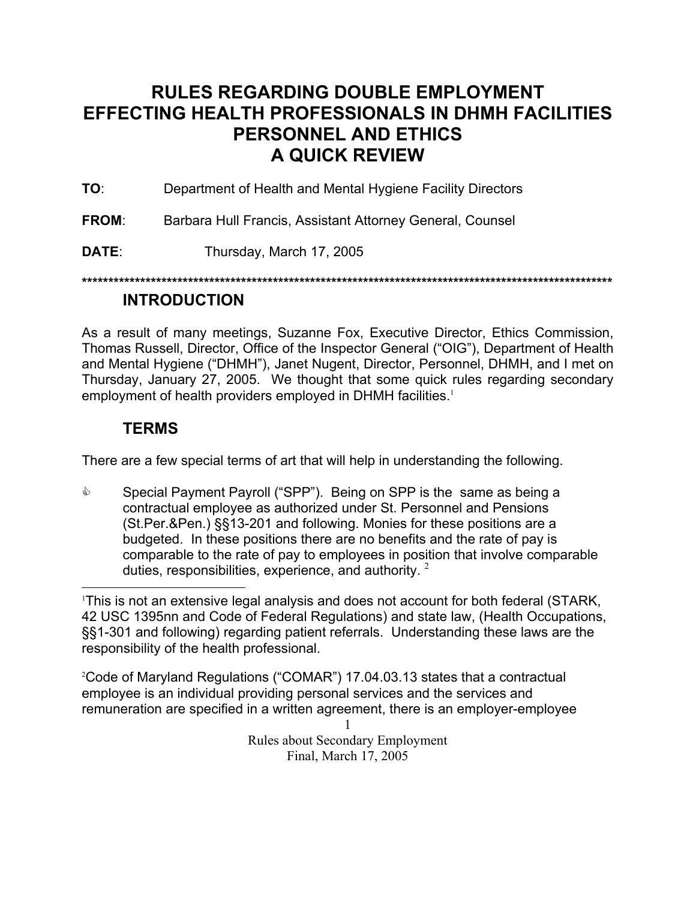# RULES REGARDING DOUBLE EMPLOYMENT EFFECTING HEALTH PROFESSIONALS IN DHMH FACILITIES PERSONNEL AND ETHICS A QUICK REVIEW

**TO**: Department of Health and Mental Hygiene Facility Directors

**FROM**: Barbara Hull Francis, Assistant Attorney General, Counsel

**DATE**: Thursday, March 17, 2005

*************************************************************************************************************

## INTRODUCTION

As a result of many meetings, Suzanne Fox, Executive Director, Ethics Commission, Thomas Russell, Director, Office of the Inspector General ("OIG"), Department of Health and Mental Hygiene ("DHMH"), Janet Nugent, Director, Personnel, DHMH, and I met on Thursday, January 27, 2005. We thought that some quick rules regarding secondary employment of health providers employed in DHMH facilities.[1]

## TERMS

There are a few special terms of art that will help in understanding the following.

- Special Payment Payroll ("SPP"). Being on SPP is the same as being a contractual employee as authorized under St. Personnel and Pensions (St.Per.&Pen.) §§13-201 and following. Monies for these positions are a budgeted. In these positions there are no benefits and the rate of pay is comparable to the rate of pay to employees in position that involve comparable duties, responsibilities, experience, and authority. [2]

---

[1]This is not an extensive legal analysis and does not account for both federal (STARK, 42 USC 1395nn and Code of Federal Regulations) and state law, (Health Occupations, §§1-301 and following) regarding patient referrals. Understanding these laws are the responsibility of the health professional.

[2]Code of Maryland Regulations ("COMAR") 17.04.03.13 states that a contractual employee is an individual providing personal services and the services and remuneration are specified in a written agreement, there is an employer-employee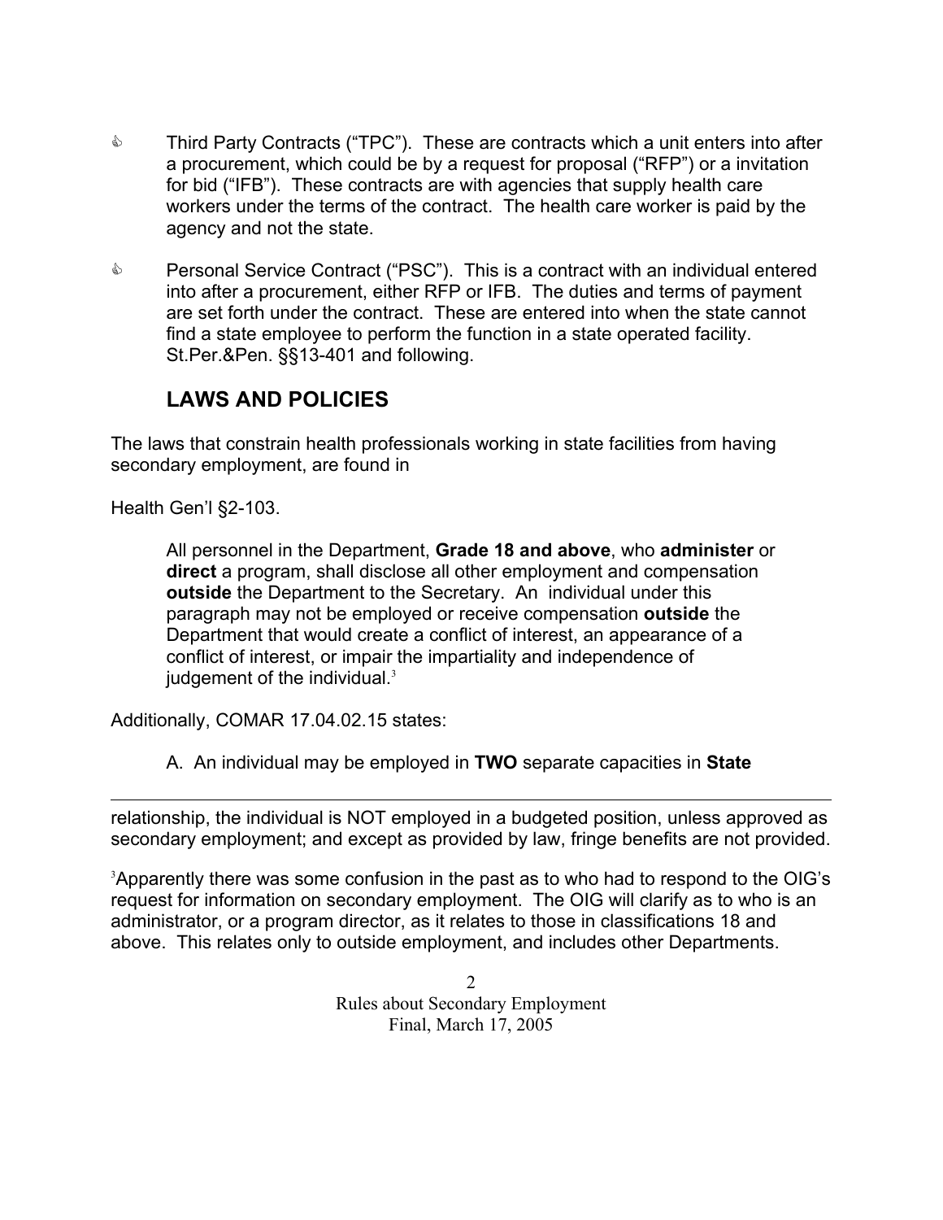- Third Party Contracts ("TPC"). These are contracts which a unit enters into after a procurement, which could be by a request for proposal ("RFP") or a invitation for bid ("IFB"). These contracts are with agencies that supply health care workers under the terms of the contract. The health care worker is paid by the agency and not the state.

- Personal Service Contract ("PSC"). This is a contract with an individual entered into after a procurement, either RFP or IFB. The duties and terms of payment are set forth under the contract. These are entered into when the state cannot find a state employee to perform the function in a state operated facility. St.Per.&Pen. §§13-401 and following.

## LAWS AND POLICIES

The laws that constrain health professionals working in state facilities from having secondary employment, are found in

Health Gen'l §2-103.

> All personnel in the Department, **Grade 18 and above**, who **administer** or **direct** a program, shall disclose all other employment and compensation **outside** the Department to the Secretary. An individual under this paragraph may not be employed or receive compensation **outside** the Department that would create a conflict of interest, an appearance of a conflict of interest, or impair the impartiality and independence of judgement of the individual.[3]

Additionally, COMAR 17.04.02.15 states:

> A. An individual may be employed in **TWO** separate capacities in **State**

---

relationship, the individual is NOT employed in a budgeted position, unless approved as secondary employment; and except as provided by law, fringe benefits are not provided.

[3] Apparently there was some confusion in the past as to who had to respond to the OIG's request for information on secondary employment. The OIG will clarify as to who is an administrator, or a program director, as it relates to those in classifications 18 and above. This relates only to outside employment, and includes other Departments.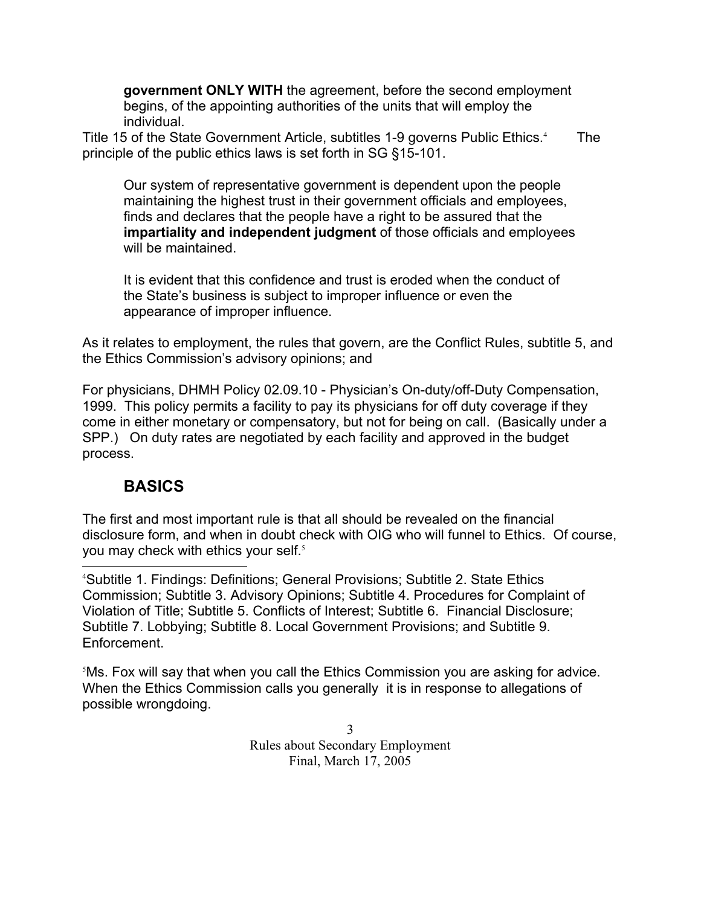**government ONLY WITH** the agreement, before the second employment begins, of the appointing authorities of the units that will employ the individual.

Title 15 of the State Government Article, subtitles 1-9 governs Public Ethics.[4] The principle of the public ethics laws is set forth in SG §15-101.

> Our system of representative government is dependent upon the people maintaining the highest trust in their government officials and employees, finds and declares that the people have a right to be assured that the **impartiality and independent judgment** of those officials and employees will be maintained.
>
> It is evident that this confidence and trust is eroded when the conduct of the State's business is subject to improper influence or even the appearance of improper influence.

As it relates to employment, the rules that govern, are the Conflict Rules, subtitle 5, and the Ethics Commission's advisory opinions; and

For physicians, DHMH Policy 02.09.10 - Physician's On-duty/off-Duty Compensation, 1999. This policy permits a facility to pay its physicians for off duty coverage if they come in either monetary or compensatory, but not for being on call. (Basically under a SPP.) On duty rates are negotiated by each facility and approved in the budget process.

## BASICS

The first and most important rule is that all should be revealed on the financial disclosure form, and when in doubt check with OIG who will funnel to Ethics. Of course, you may check with ethics your self.[5]

---

[4]Subtitle 1. Findings: Definitions; General Provisions; Subtitle 2. State Ethics Commission; Subtitle 3. Advisory Opinions; Subtitle 4. Procedures for Complaint of Violation of Title; Subtitle 5. Conflicts of Interest; Subtitle 6. Financial Disclosure; Subtitle 7. Lobbying; Subtitle 8. Local Government Provisions; and Subtitle 9. Enforcement.

[5]Ms. Fox will say that when you call the Ethics Commission you are asking for advice. When the Ethics Commission calls you generally it is in response to allegations of possible wrongdoing.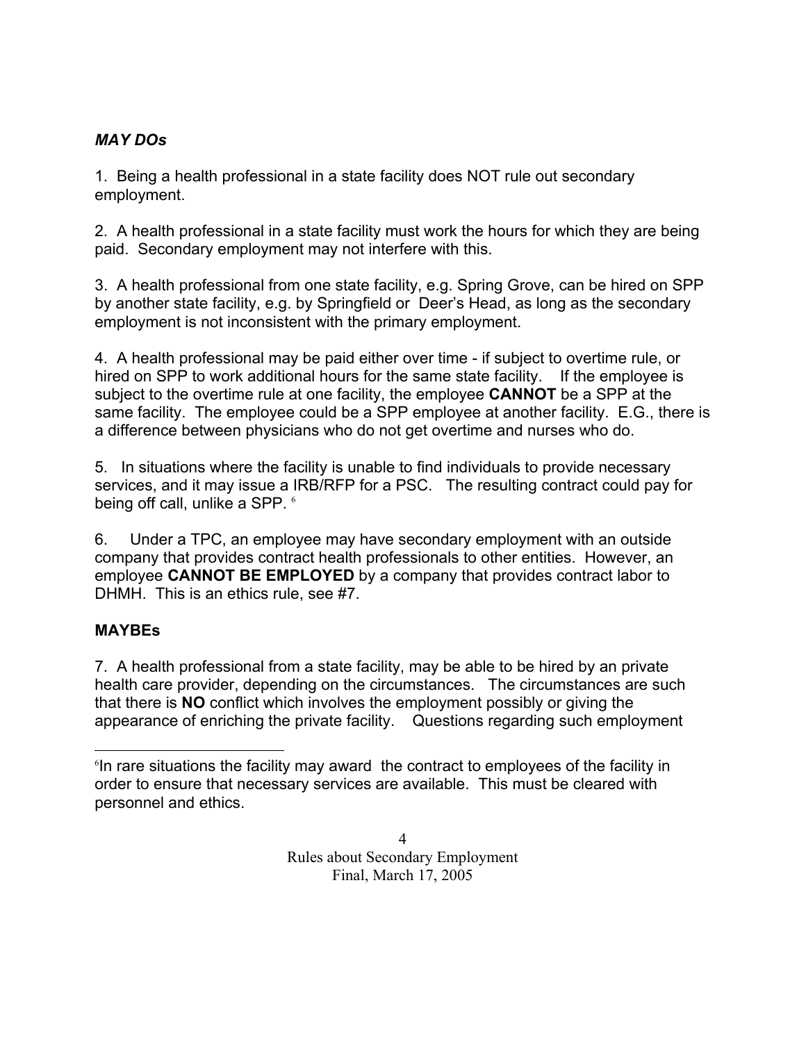***MAY DOs***

1. Being a health professional in a state facility does NOT rule out secondary employment.

2. A health professional in a state facility must work the hours for which they are being paid. Secondary employment may not interfere with this.

3. A health professional from one state facility, e.g. Spring Grove, can be hired on SPP by another state facility, e.g. by Springfield or Deer's Head, as long as the secondary employment is not inconsistent with the primary employment.

4. A health professional may be paid either over time - if subject to overtime rule, or hired on SPP to work additional hours for the same state facility. If the employee is subject to the overtime rule at one facility, the employee **CANNOT** be a SPP at the same facility. The employee could be a SPP employee at another facility. E.G., there is a difference between physicians who do not get overtime and nurses who do.

5. In situations where the facility is unable to find individuals to provide necessary services, and it may issue a IRB/RFP for a PSC. The resulting contract could pay for being off call, unlike a SPP. [6]

6. Under a TPC, an employee may have secondary employment with an outside company that provides contract health professionals to other entities. However, an employee **CANNOT BE EMPLOYED** by a company that provides contract labor to DHMH. This is an ethics rule, see #7.

**MAYBEs**

7. A health professional from a state facility, may be able to be hired by an private health care provider, depending on the circumstances. The circumstances are such that there is **NO** conflict which involves the employment possibly or giving the appearance of enriching the private facility. Questions regarding such employment

---

[6] In rare situations the facility may award the contract to employees of the facility in order to ensure that necessary services are available. This must be cleared with personnel and ethics.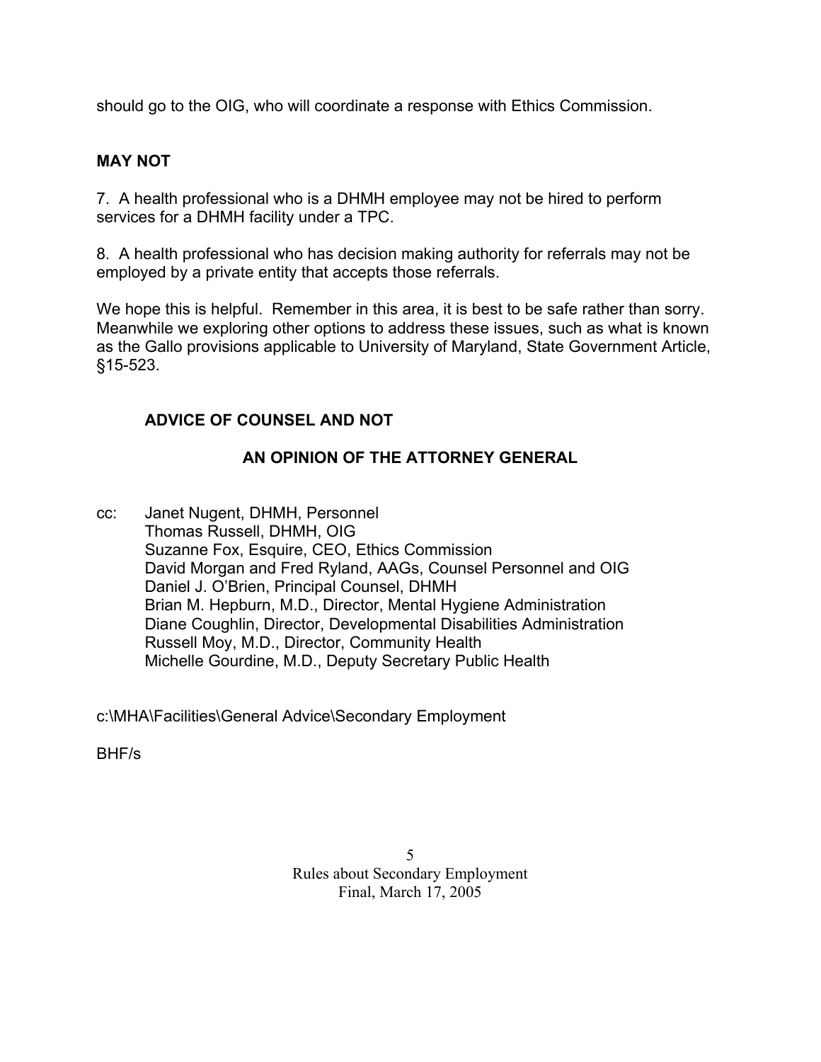should go to the OIG, who will coordinate a response with Ethics Commission.

**MAY NOT**

7. A health professional who is a DHMH employee may not be hired to perform services for a DHMH facility under a TPC.

8. A health professional who has decision making authority for referrals may not be employed by a private entity that accepts those referrals.

We hope this is helpful. Remember in this area, it is best to be safe rather than sorry. Meanwhile we exploring other options to address these issues, such as what is known as the Gallo provisions applicable to University of Maryland, State Government Article, §15-523.

**ADVICE OF COUNSEL AND NOT**

**AN OPINION OF THE ATTORNEY GENERAL**

cc: Janet Nugent, DHMH, Personnel
Thomas Russell, DHMH, OIG
Suzanne Fox, Esquire, CEO, Ethics Commission
David Morgan and Fred Ryland, AAGs, Counsel Personnel and OIG
Daniel J. O'Brien, Principal Counsel, DHMH
Brian M. Hepburn, M.D., Director, Mental Hygiene Administration
Diane Coughlin, Director, Developmental Disabilities Administration
Russell Moy, M.D., Director, Community Health
Michelle Gourdine, M.D., Deputy Secretary Public Health

c:\MHA\Facilities\General Advice\Secondary Employment

BHF/s

Rules about Secondary Employment
Final, March 17, 2005